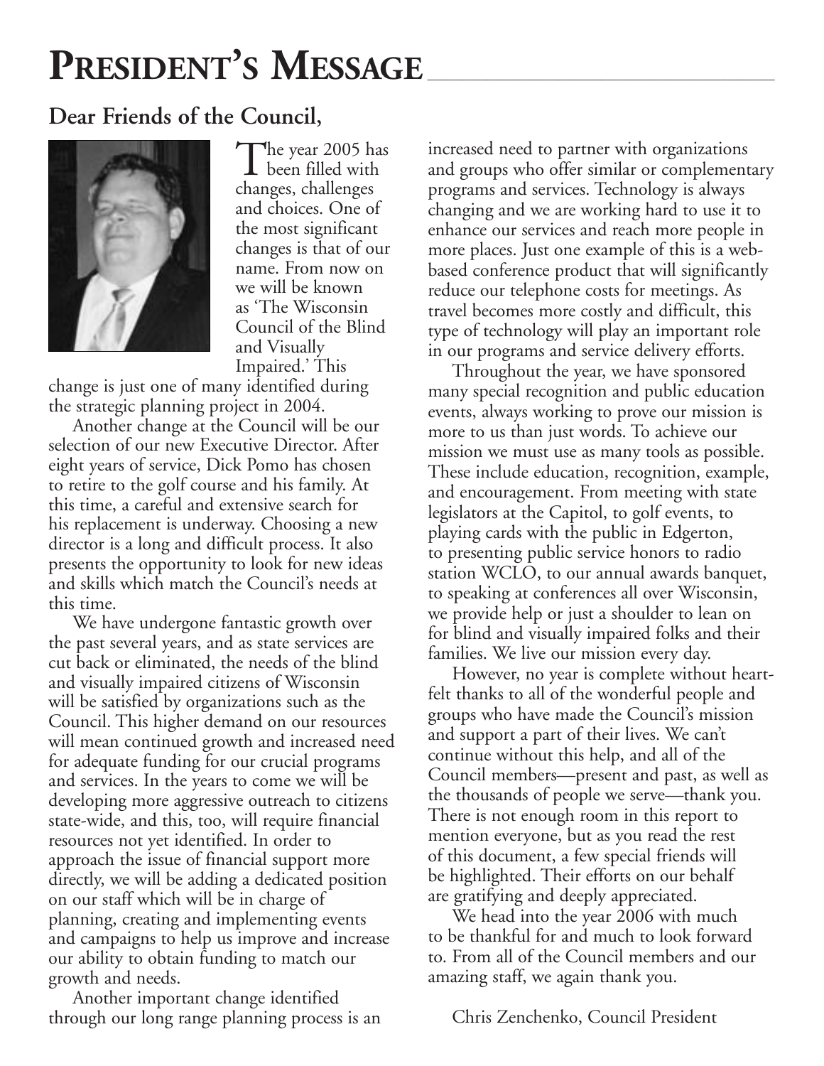# PRESIDENT'S MESSAGE

## Dear Friends of the Council,

The year 2005 has been filled with changes, challenges and choices. One of the most significant changes is that of our name. From now on we will be known as 'The Wisconsin Council of the Blind and Visually Impaired.' This change is just one of many identified during the strategic planning project in 2004.

Another change at the Council will be our selection of our new Executive Director. After eight years of service, Dick Pomo has chosen to retire to the golf course and his family. At this time, a careful and extensive search for his replacement is underway. Choosing a new director is a long and difficult process. It also presents the opportunity to look for new ideas and skills which match the Council's needs at this time.

We have undergone fantastic growth over the past several years, and as state services are cut back or eliminated, the needs of the blind and visually impaired citizens of Wisconsin will be satisfied by organizations such as the Council. This higher demand on our resources will mean continued growth and increased need for adequate funding for our crucial programs and services. In the years to come we will be developing more aggressive outreach to citizens state-wide, and this, too, will require financial resources not yet identified. In order to approach the issue of financial support more directly, we will be adding a dedicated position on our staff which will be in charge of planning, creating and implementing events and campaigns to help us improve and increase our ability to obtain funding to match our growth and needs.

Another important change identified through our long range planning process is an increased need to partner with organizations and groups who offer similar or complementary programs and services. Technology is always changing and we are working hard to use it to enhance our services and reach more people in more places. Just one example of this is a web-based conference product that will significantly reduce our telephone costs for meetings. As travel becomes more costly and difficult, this type of technology will play an important role in our programs and service delivery efforts.

Throughout the year, we have sponsored many special recognition and public education events, always working to prove our mission is more to us than just words. To achieve our mission we must use as many tools as possible. These include education, recognition, example, and encouragement. From meeting with state legislators at the Capitol, to golf events, to playing cards with the public in Edgerton, to presenting public service honors to radio station WCLO, to our annual awards banquet, to speaking at conferences all over Wisconsin, we provide help or just a shoulder to lean on for blind and visually impaired folks and their families. We live our mission every day.

However, no year is complete without heartfelt thanks to all of the wonderful people and groups who have made the Council's mission and support a part of their lives. We can't continue without this help, and all of the Council members—present and past, as well as the thousands of people we serve—thank you. There is not enough room in this report to mention everyone, but as you read the rest of this document, a few special friends will be highlighted. Their efforts on our behalf are gratifying and deeply appreciated.

We head into the year 2006 with much to be thankful for and much to look forward to. From all of the Council members and our amazing staff, we again thank you.

Chris Zenchenko, Council President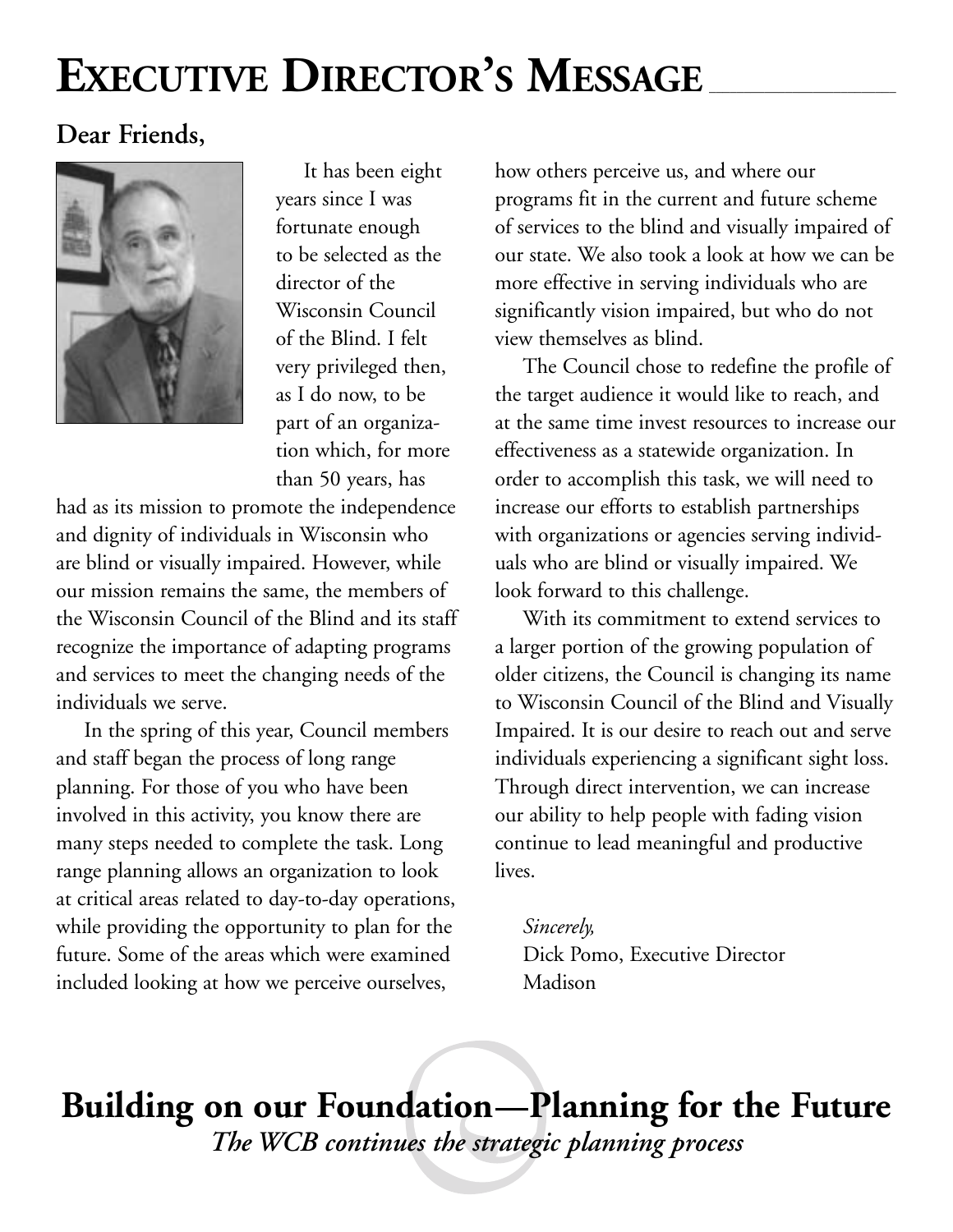# Executive Director's Message

**Dear Friends,**

It has been eight years since I was fortunate enough to be selected as the director of the Wisconsin Council of the Blind. I felt very privileged then, as I do now, to be part of an organization which, for more than 50 years, has had as its mission to promote the independence and dignity of individuals in Wisconsin who are blind or visually impaired. However, while our mission remains the same, the members of the Wisconsin Council of the Blind and its staff recognize the importance of adapting programs and services to meet the changing needs of the individuals we serve.

In the spring of this year, Council members and staff began the process of long range planning. For those of you who have been involved in this activity, you know there are many steps needed to complete the task. Long range planning allows an organization to look at critical areas related to day-to-day operations, while providing the opportunity to plan for the future. Some of the areas which were examined included looking at how we perceive ourselves, how others perceive us, and where our programs fit in the current and future scheme of services to the blind and visually impaired of our state. We also took a look at how we can be more effective in serving individuals who are significantly vision impaired, but who do not view themselves as blind.

The Council chose to redefine the profile of the target audience it would like to reach, and at the same time invest resources to increase our effectiveness as a statewide organization. In order to accomplish this task, we will need to increase our efforts to establish partnerships with organizations or agencies serving individuals who are blind or visually impaired. We look forward to this challenge.

With its commitment to extend services to a larger portion of the growing population of older citizens, the Council is changing its name to Wisconsin Council of the Blind and Visually Impaired. It is our desire to reach out and serve individuals experiencing a significant sight loss. Through direct intervention, we can increase our ability to help people with fading vision continue to lead meaningful and productive lives.

*Sincerely,*
Dick Pomo, Executive Director
Madison

## Building on our Foundation—Planning for the Future

***The WCB continues the strategic planning process***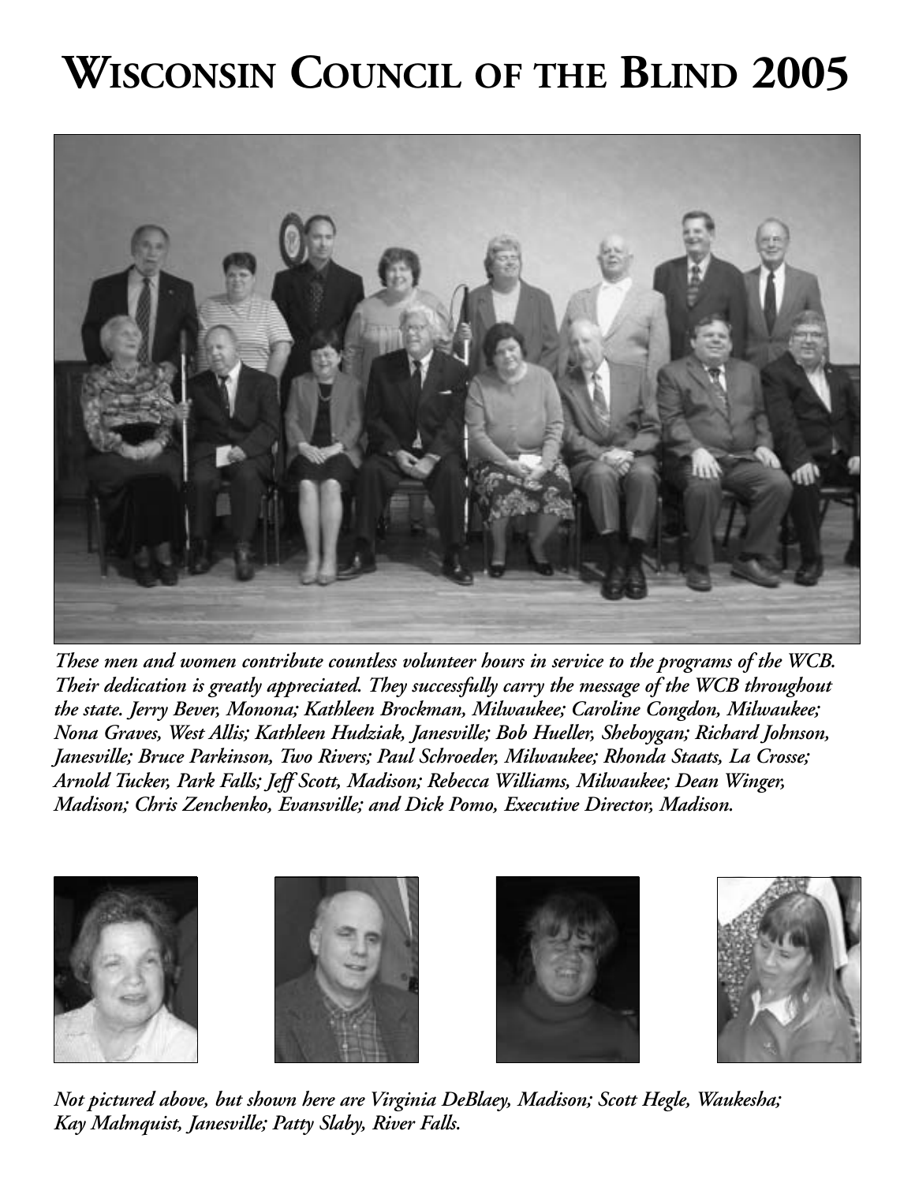# Wisconsin Council of the Blind 2005

*These men and women contribute countless volunteer hours in service to the programs of the WCB. Their dedication is greatly appreciated. They successfully carry the message of the WCB throughout the state. Jerry Bever, Monona; Kathleen Brockman, Milwaukee; Caroline Congdon, Milwaukee; Nona Graves, West Allis; Kathleen Hudziak, Janesville; Bob Hueller, Sheboygan; Richard Johnson, Janesville; Bruce Parkinson, Two Rivers; Paul Schroeder, Milwaukee; Rhonda Staats, La Crosse; Arnold Tucker, Park Falls; Jeff Scott, Madison; Rebecca Williams, Milwaukee; Dean Winger, Madison; Chris Zenchenko, Evansville; and Dick Pomo, Executive Director, Madison.*

*Not pictured above, but shown here are Virginia DeBlaey, Madison; Scott Hegle, Waukesha; Kay Malmquist, Janesville; Patty Slaby, River Falls.*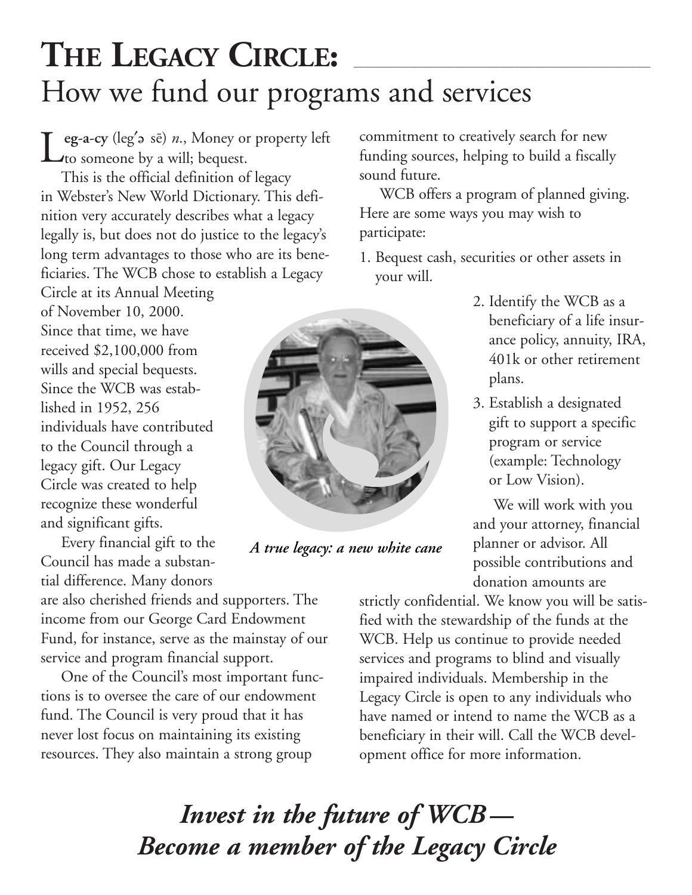# THE LEGACY CIRCLE: How we fund our programs and services

**Leg-a-cy** (leg′ə sē) *n.*, Money or property left to someone by a will; bequest.

This is the official definition of legacy in Webster's New World Dictionary. This definition very accurately describes what a legacy legally is, but does not do justice to the legacy's long term advantages to those who are its beneficiaries. The WCB chose to establish a Legacy Circle at its Annual Meeting of November 10, 2000. Since that time, we have received $2,100,000 from wills and special bequests. Since the WCB was established in 1952, 256 individuals have contributed to the Council through a legacy gift. Our Legacy Circle was created to help recognize these wonderful and significant gifts.

Every financial gift to the Council has made a substantial difference. Many donors are also cherished friends and supporters. The income from our George Card Endowment Fund, for instance, serve as the mainstay of our service and program financial support.

One of the Council's most important functions is to oversee the care of our endowment fund. The Council is very proud that it has never lost focus on maintaining its existing resources. They also maintain a strong group commitment to creatively search for new funding sources, helping to build a fiscally sound future.

*A true legacy: a new white cane*

WCB offers a program of planned giving. Here are some ways you may wish to participate:

1. Bequest cash, securities or other assets in your will.
2. Identify the WCB as a beneficiary of a life insurance policy, annuity, IRA, 401k or other retirement plans.
3. Establish a designated gift to support a specific program or service (example: Technology or Low Vision).

We will work with you and your attorney, financial planner or advisor. All possible contributions and donation amounts are strictly confidential. We know you will be satisfied with the stewardship of the funds at the WCB. Help us continue to provide needed services and programs to blind and visually impaired individuals. Membership in the Legacy Circle is open to any individuals who have named or intend to name the WCB as a beneficiary in their will. Call the WCB development office for more information.

***Invest in the future of WCB— Become a member of the Legacy Circle***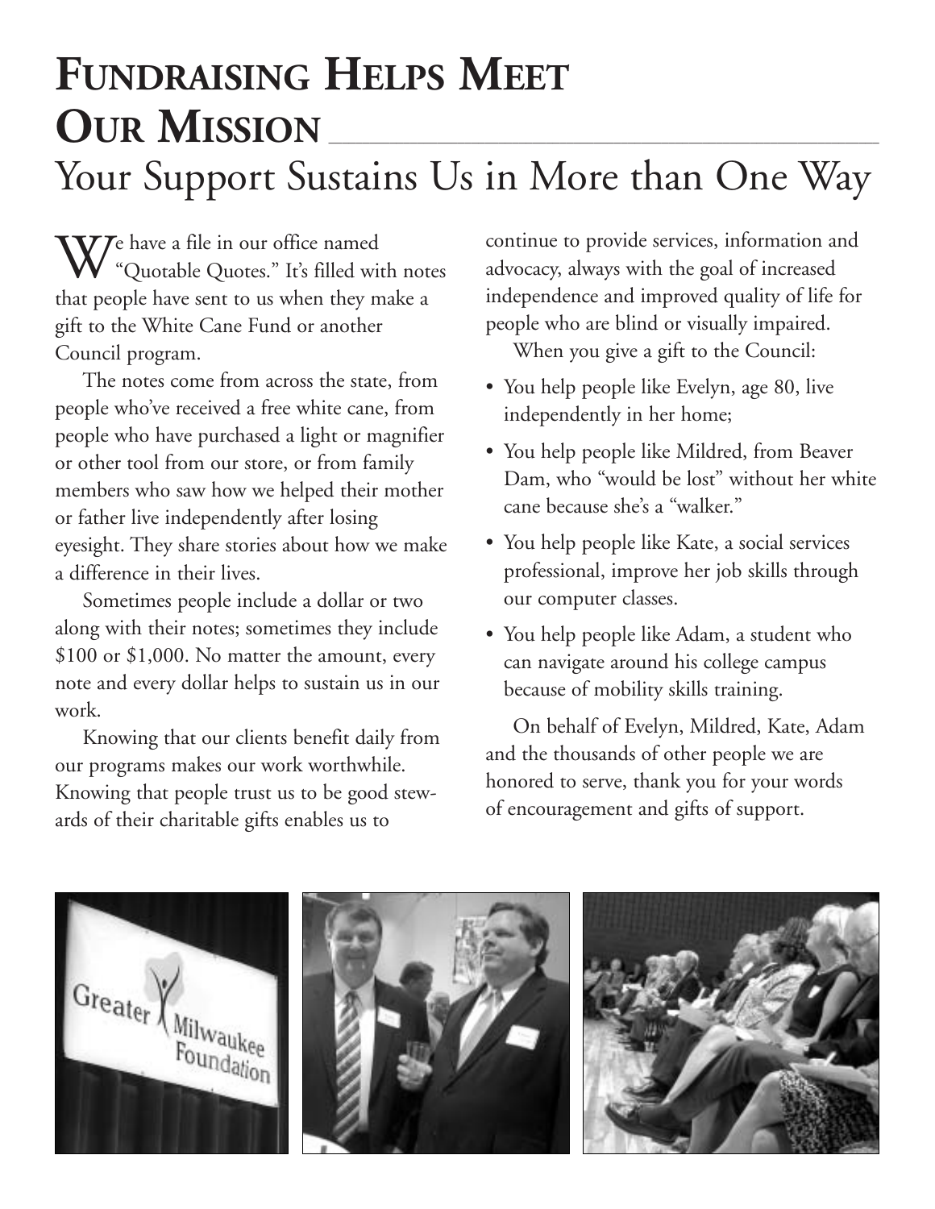# Fundraising Helps Meet Our Mission

## Your Support Sustains Us in More than One Way

We have a file in our office named "Quotable Quotes." It's filled with notes that people have sent to us when they make a gift to the White Cane Fund or another Council program.

The notes come from across the state, from people who've received a free white cane, from people who have purchased a light or magnifier or other tool from our store, or from family members who saw how we helped their mother or father live independently after losing eyesight. They share stories about how we make a difference in their lives.

Sometimes people include a dollar or two along with their notes; sometimes they include $100 or $1,000. No matter the amount, every note and every dollar helps to sustain us in our work.

Knowing that our clients benefit daily from our programs makes our work worthwhile. Knowing that people trust us to be good stewards of their charitable gifts enables us to continue to provide services, information and advocacy, always with the goal of increased independence and improved quality of life for people who are blind or visually impaired.

When you give a gift to the Council:

- You help people like Evelyn, age 80, live independently in her home;
- You help people like Mildred, from Beaver Dam, who "would be lost" without her white cane because she's a "walker."
- You help people like Kate, a social services professional, improve her job skills through our computer classes.
- You help people like Adam, a student who can navigate around his college campus because of mobility skills training.

On behalf of Evelyn, Mildred, Kate, Adam and the thousands of other people we are honored to serve, thank you for your words of encouragement and gifts of support.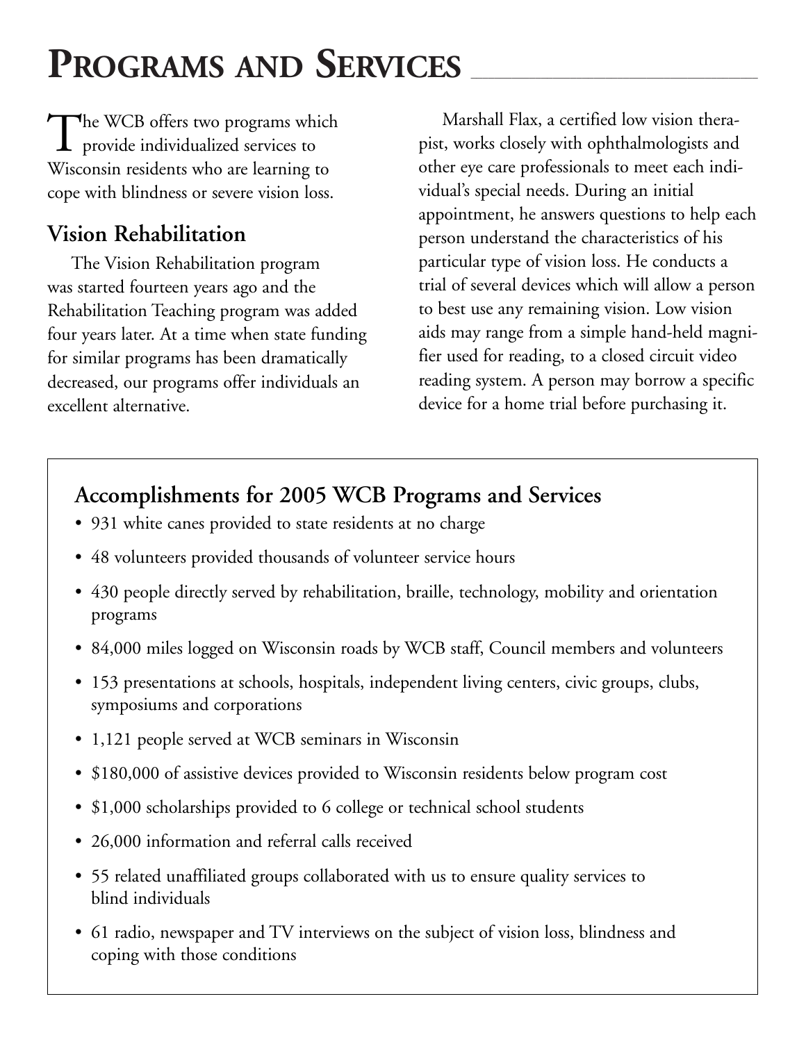# Programs and Services

The WCB offers two programs which provide individualized services to Wisconsin residents who are learning to cope with blindness or severe vision loss.

## Vision Rehabilitation

The Vision Rehabilitation program was started fourteen years ago and the Rehabilitation Teaching program was added four years later. At a time when state funding for similar programs has been dramatically decreased, our programs offer individuals an excellent alternative.

Marshall Flax, a certified low vision therapist, works closely with ophthalmologists and other eye care professionals to meet each individual's special needs. During an initial appointment, he answers questions to help each person understand the characteristics of his particular type of vision loss. He conducts a trial of several devices which will allow a person to best use any remaining vision. Low vision aids may range from a simple hand-held magnifier used for reading, to a closed circuit video reading system. A person may borrow a specific device for a home trial before purchasing it.

### Accomplishments for 2005 WCB Programs and Services

- 931 white canes provided to state residents at no charge
- 48 volunteers provided thousands of volunteer service hours
- 430 people directly served by rehabilitation, braille, technology, mobility and orientation programs
- 84,000 miles logged on Wisconsin roads by WCB staff, Council members and volunteers
- 153 presentations at schools, hospitals, independent living centers, civic groups, clubs, symposiums and corporations
- 1,121 people served at WCB seminars in Wisconsin
- $180,000 of assistive devices provided to Wisconsin residents below program cost
- $1,000 scholarships provided to 6 college or technical school students
- 26,000 information and referral calls received
- 55 related unaffiliated groups collaborated with us to ensure quality services to blind individuals
- 61 radio, newspaper and TV interviews on the subject of vision loss, blindness and coping with those conditions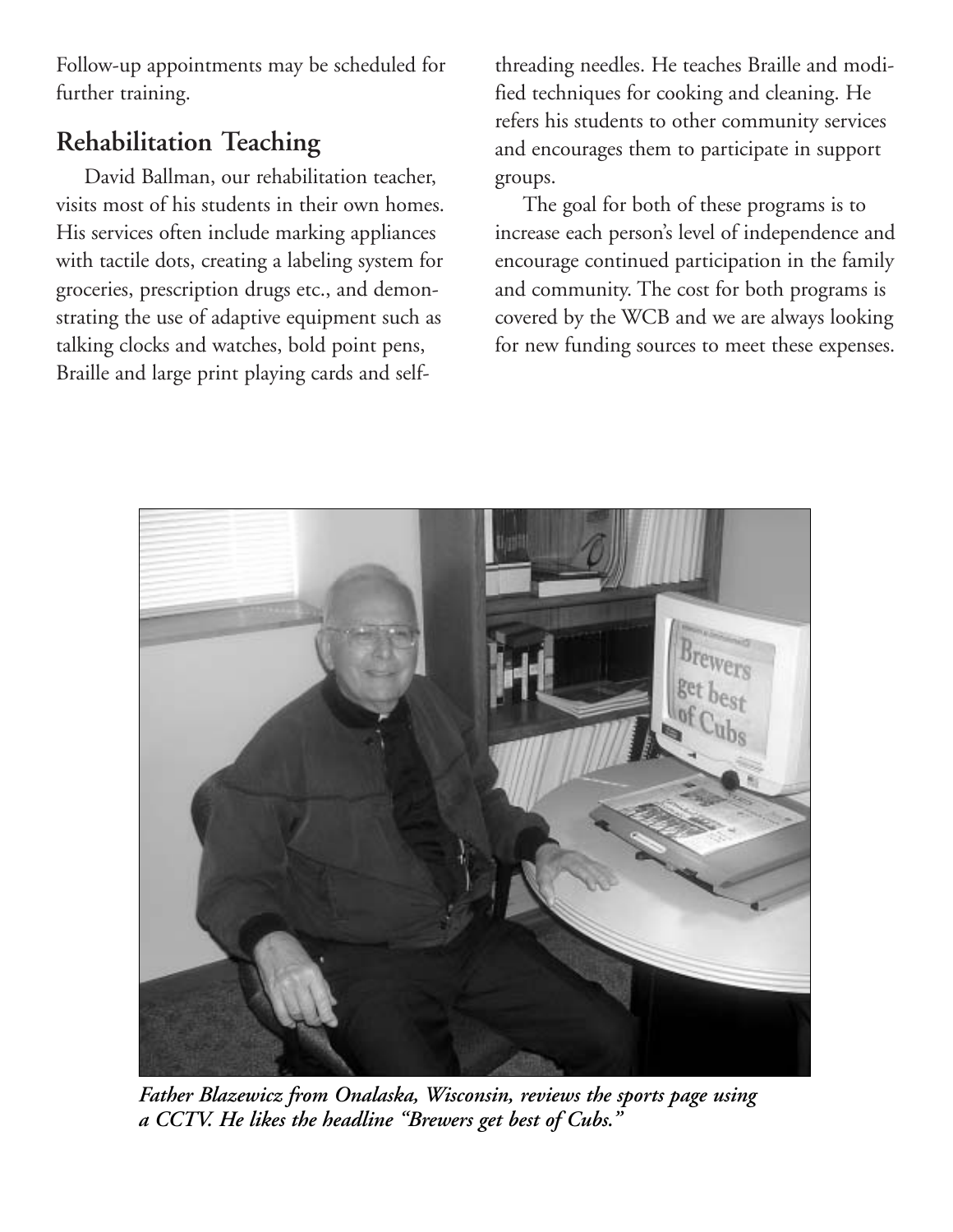Follow-up appointments may be scheduled for further training.

## Rehabilitation Teaching

David Ballman, our rehabilitation teacher, visits most of his students in their own homes. His services often include marking appliances with tactile dots, creating a labeling system for groceries, prescription drugs etc., and demonstrating the use of adaptive equipment such as talking clocks and watches, bold point pens, Braille and large print playing cards and self-threading needles. He teaches Braille and modified techniques for cooking and cleaning. He refers his students to other community services and encourages them to participate in support groups.

The goal for both of these programs is to increase each person's level of independence and encourage continued participation in the family and community. The cost for both programs is covered by the WCB and we are always looking for new funding sources to meet these expenses.

***Father Blazewicz from Onalaska, Wisconsin, reviews the sports page using a CCTV. He likes the headline "Brewers get best of Cubs."***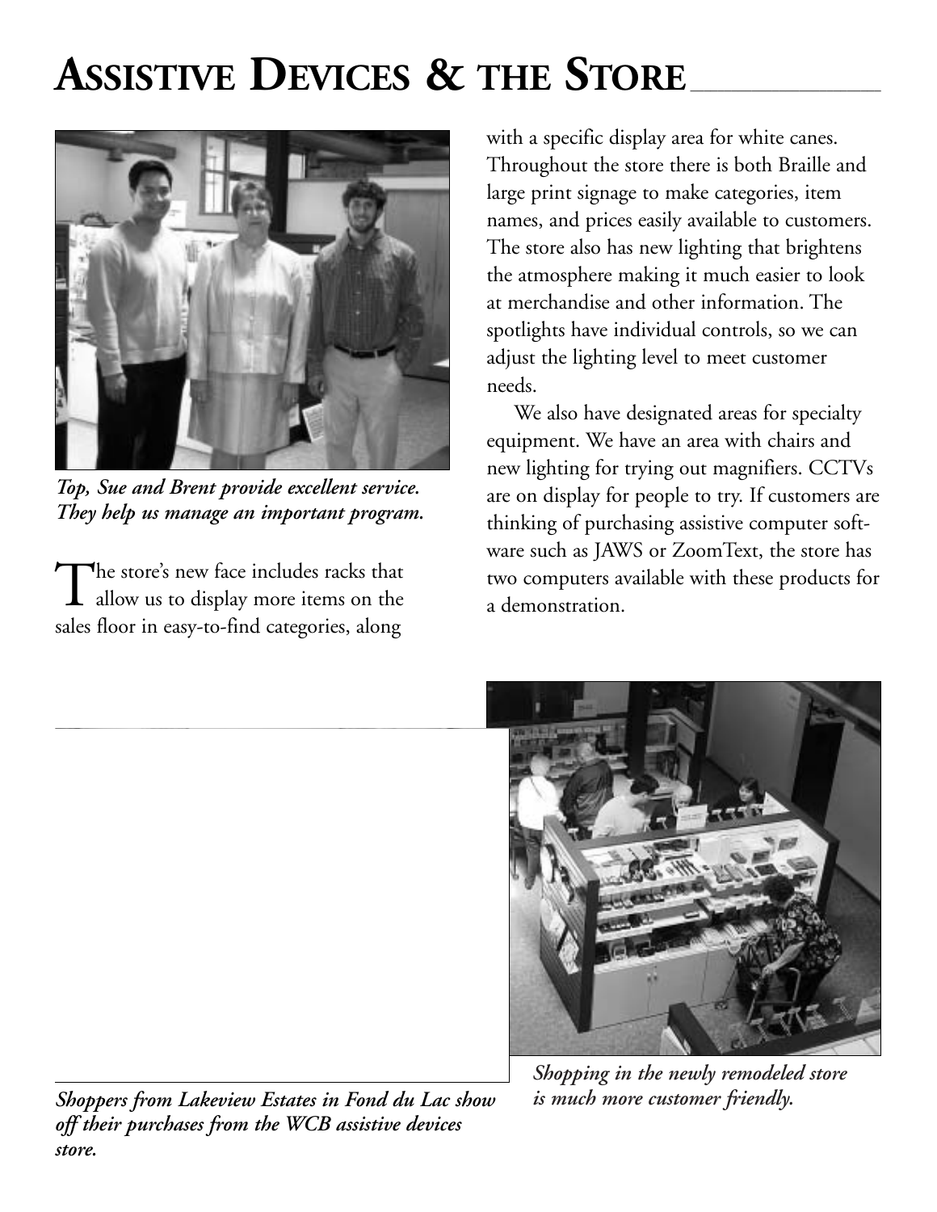# ASSISTIVE DEVICES & THE STORE

*Top, Sue and Brent provide excellent service. They help us manage an important program.*

The store's new face includes racks that allow us to display more items on the sales floor in easy-to-find categories, along with a specific display area for white canes. Throughout the store there is both Braille and large print signage to make categories, item names, and prices easily available to customers. The store also has new lighting that brightens the atmosphere making it much easier to look at merchandise and other information. The spotlights have individual controls, so we can adjust the lighting level to meet customer needs.

We also have designated areas for specialty equipment. We have an area with chairs and new lighting for trying out magnifiers. CCTVs are on display for people to try. If customers are thinking of purchasing assistive computer software such as JAWS or ZoomText, the store has two computers available with these products for a demonstration.

*Shopping in the newly remodeled store is much more customer friendly.*

*Shoppers from Lakeview Estates in Fond du Lac show off their purchases from the WCB assistive devices store.*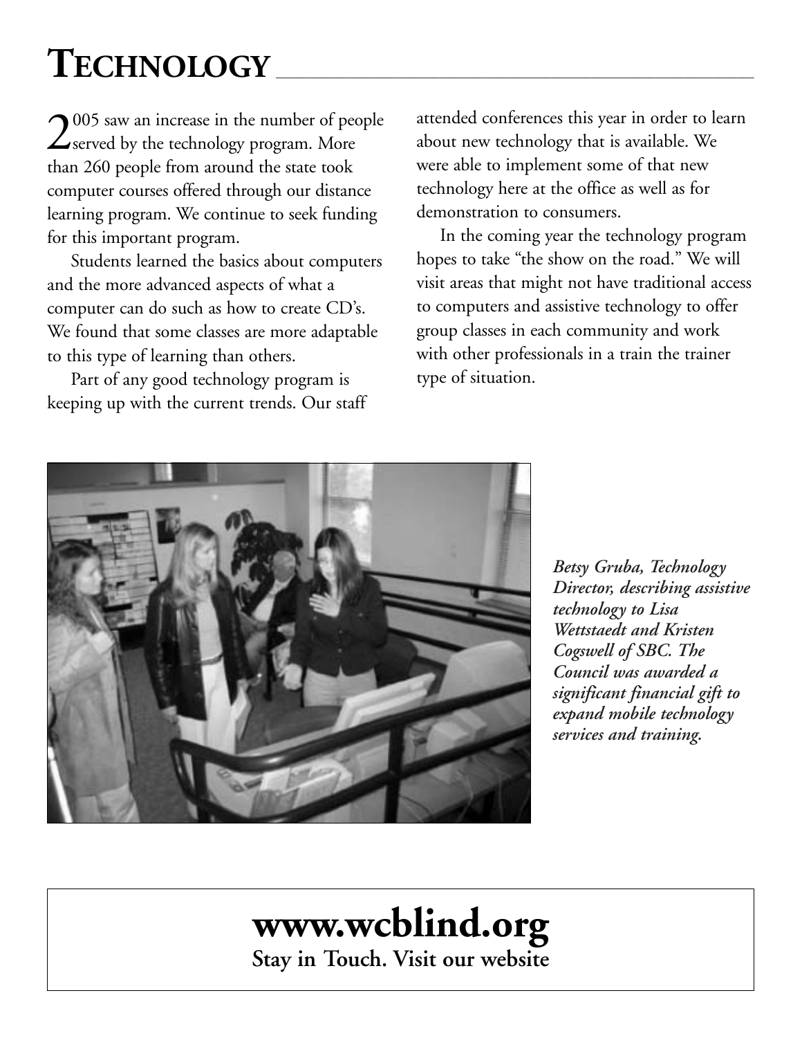# Technology

2005 saw an increase in the number of people served by the technology program. More than 260 people from around the state took computer courses offered through our distance learning program. We continue to seek funding for this important program.

Students learned the basics about computers and the more advanced aspects of what a computer can do such as how to create CD's. We found that some classes are more adaptable to this type of learning than others.

Part of any good technology program is keeping up with the current trends. Our staff attended conferences this year in order to learn about new technology that is available. We were able to implement some of that new technology here at the office as well as for demonstration to consumers.

In the coming year the technology program hopes to take "the show on the road." We will visit areas that might not have traditional access to computers and assistive technology to offer group classes in each community and work with other professionals in a train the trainer type of situation.

***Betsy Gruba, Technology Director, describing assistive technology to Lisa Wettstaedt and Kristen Cogswell of SBC. The Council was awarded a significant financial gift to expand mobile technology services and training.***

## www.wcblind.org

**Stay in Touch. Visit our website**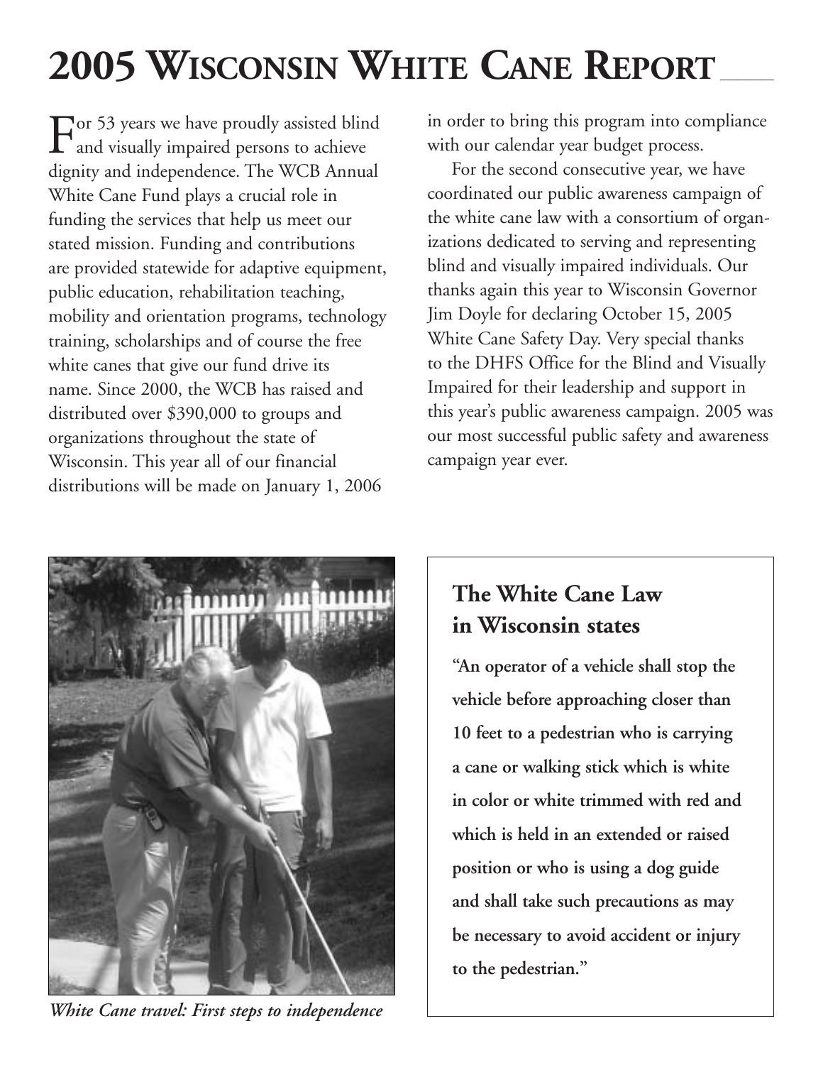# 2005 WISCONSIN WHITE CANE REPORT

For 53 years we have proudly assisted blind and visually impaired persons to achieve dignity and independence. The WCB Annual White Cane Fund plays a crucial role in funding the services that help us meet our stated mission. Funding and contributions are provided statewide for adaptive equipment, public education, rehabilitation teaching, mobility and orientation programs, technology training, scholarships and of course the free white canes that give our fund drive its name. Since 2000, the WCB has raised and distributed over $390,000 to groups and organizations throughout the state of Wisconsin. This year all of our financial distributions will be made on January 1, 2006 in order to bring this program into compliance with our calendar year budget process.

For the second consecutive year, we have coordinated our public awareness campaign of the white cane law with a consortium of organizations dedicated to serving and representing blind and visually impaired individuals. Our thanks again this year to Wisconsin Governor Jim Doyle for declaring October 15, 2005 White Cane Safety Day. Very special thanks to the DHFS Office for the Blind and Visually Impaired for their leadership and support in this year's public awareness campaign. 2005 was our most successful public safety and awareness campaign year ever.

*White Cane travel: First steps to independence*

## The White Cane Law in Wisconsin states

**"An operator of a vehicle shall stop the vehicle before approaching closer than 10 feet to a pedestrian who is carrying a cane or walking stick which is white in color or white trimmed with red and which is held in an extended or raised position or who is using a dog guide and shall take such precautions as may be necessary to avoid accident or injury to the pedestrian."**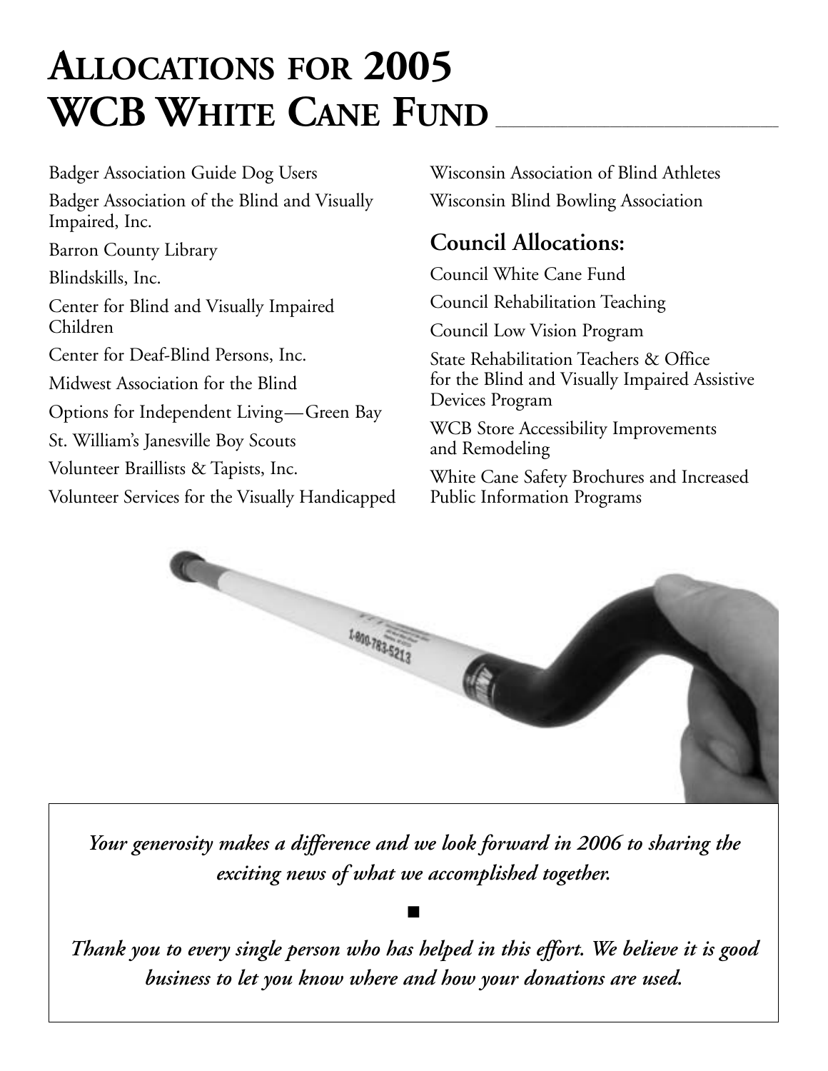# Allocations for 2005 WCB White Cane Fund

Badger Association Guide Dog Users

Badger Association of the Blind and Visually Impaired, Inc.

Barron County Library

Blindskills, Inc.

Center for Blind and Visually Impaired Children

Center for Deaf-Blind Persons, Inc.

Midwest Association for the Blind

Options for Independent Living—Green Bay

St. William's Janesville Boy Scouts

Volunteer Braillists & Tapists, Inc.

Volunteer Services for the Visually Handicapped

Wisconsin Association of Blind Athletes

Wisconsin Blind Bowling Association

## Council Allocations:

Council White Cane Fund

Council Rehabilitation Teaching

Council Low Vision Program

State Rehabilitation Teachers & Office for the Blind and Visually Impaired Assistive Devices Program

WCB Store Accessibility Improvements and Remodeling

White Cane Safety Brochures and Increased Public Information Programs

***Your generosity makes a difference and we look forward in 2006 to sharing the exciting news of what we accomplished together.***

■

***Thank you to every single person who has helped in this effort. We believe it is good business to let you know where and how your donations are used.***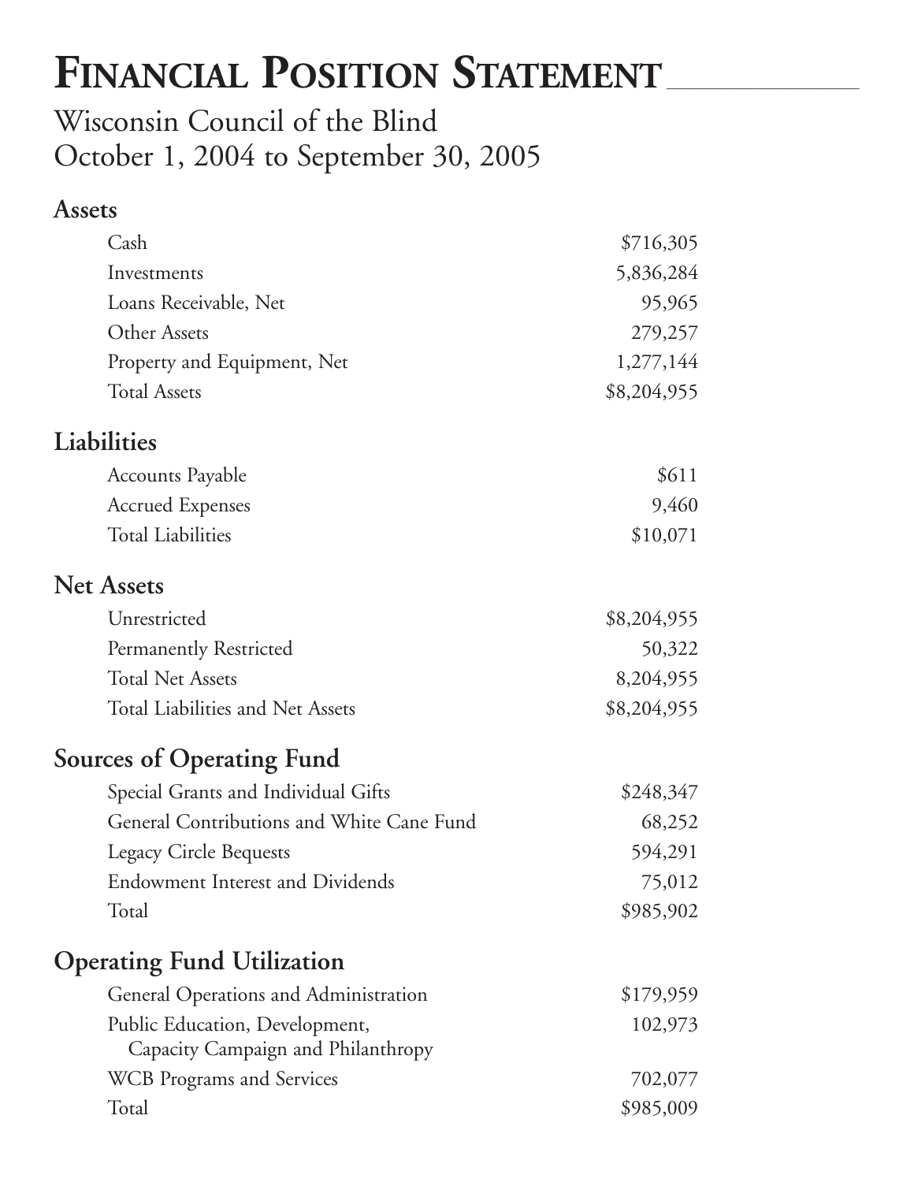# Financial Position Statement

## Wisconsin Council of the Blind
## October 1, 2004 to September 30, 2005

### Assets

| | |
|---|---:|
| Cash | $716,305 |
| Investments | 5,836,284 |
| Loans Receivable, Net | 95,965 |
| Other Assets | 279,257 |
| Property and Equipment, Net | 1,277,144 |
| Total Assets | $8,204,955 |

### Liabilities

| | |
|---|---:|
| Accounts Payable | $611 |
| Accrued Expenses | 9,460 |
| Total Liabilities | $10,071 |

### Net Assets

| | |
|---|---:|
| Unrestricted | $8,204,955 |
| Permanently Restricted | 50,322 |
| Total Net Assets | 8,204,955 |
| Total Liabilities and Net Assets | $8,204,955 |

### Sources of Operating Fund

| | |
|---|---:|
| Special Grants and Individual Gifts | $248,347 |
| General Contributions and White Cane Fund | 68,252 |
| Legacy Circle Bequests | 594,291 |
| Endowment Interest and Dividends | 75,012 |
| Total | $985,902 |

### Operating Fund Utilization

| | |
|---|---:|
| General Operations and Administration | $179,959 |
| Public Education, Development, Capacity Campaign and Philanthropy | 102,973 |
| WCB Programs and Services | 702,077 |
| Total | $985,009 |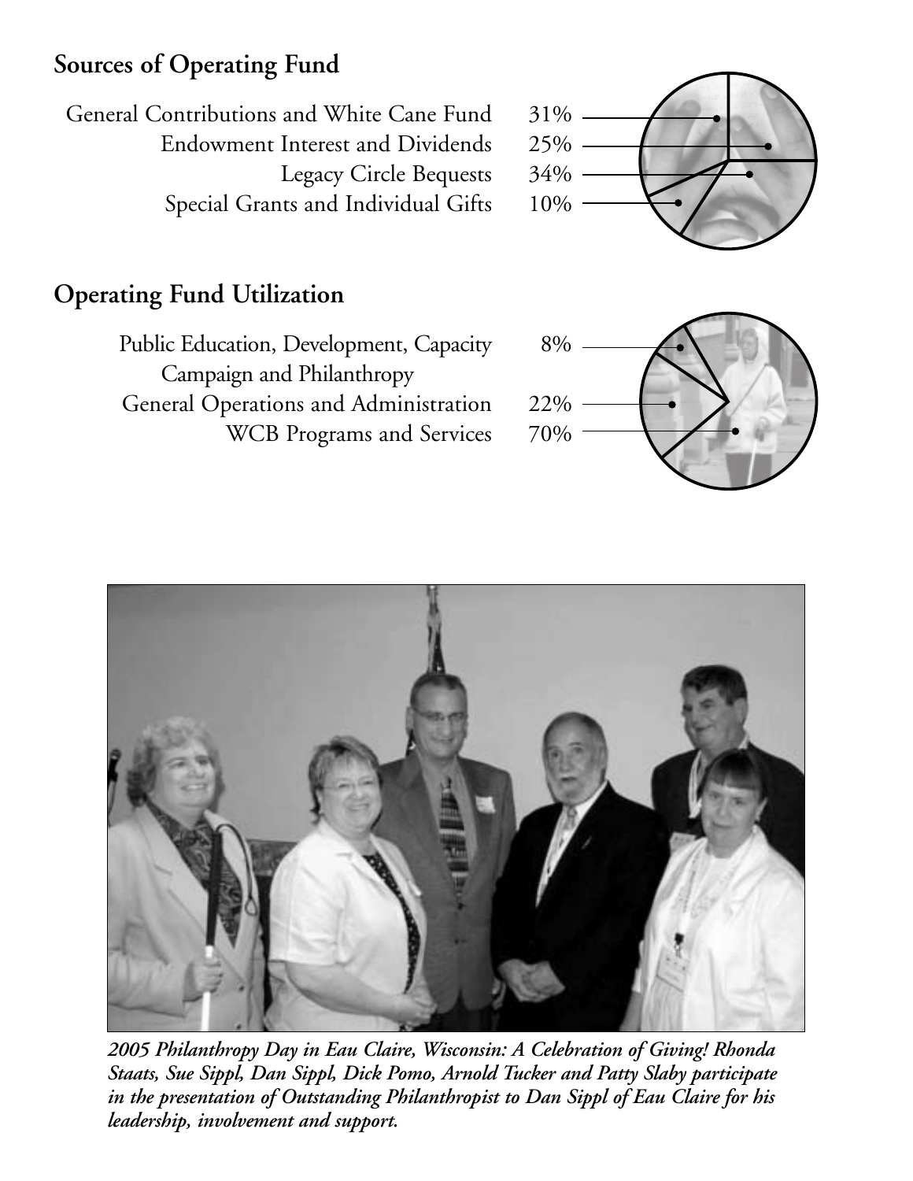## Sources of Operating Fund

| Source | Percentage |
| --- | --- |
| General Contributions and White Cane Fund | 31% |
| Endowment Interest and Dividends | 25% |
| Legacy Circle Bequests | 34% |
| Special Grants and Individual Gifts | 10% |

## Operating Fund Utilization

| Use | Percentage |
| --- | --- |
| Public Education, Development, Capacity Campaign and Philanthropy | 8% |
| General Operations and Administration | 22% |
| WCB Programs and Services | 70% |

***2005 Philanthropy Day in Eau Claire, Wisconsin: A Celebration of Giving! Rhonda Staats, Sue Sippl, Dan Sippl, Dick Pomo, Arnold Tucker and Patty Slaby participate in the presentation of Outstanding Philanthropist to Dan Sippl of Eau Claire for his leadership, involvement and support.***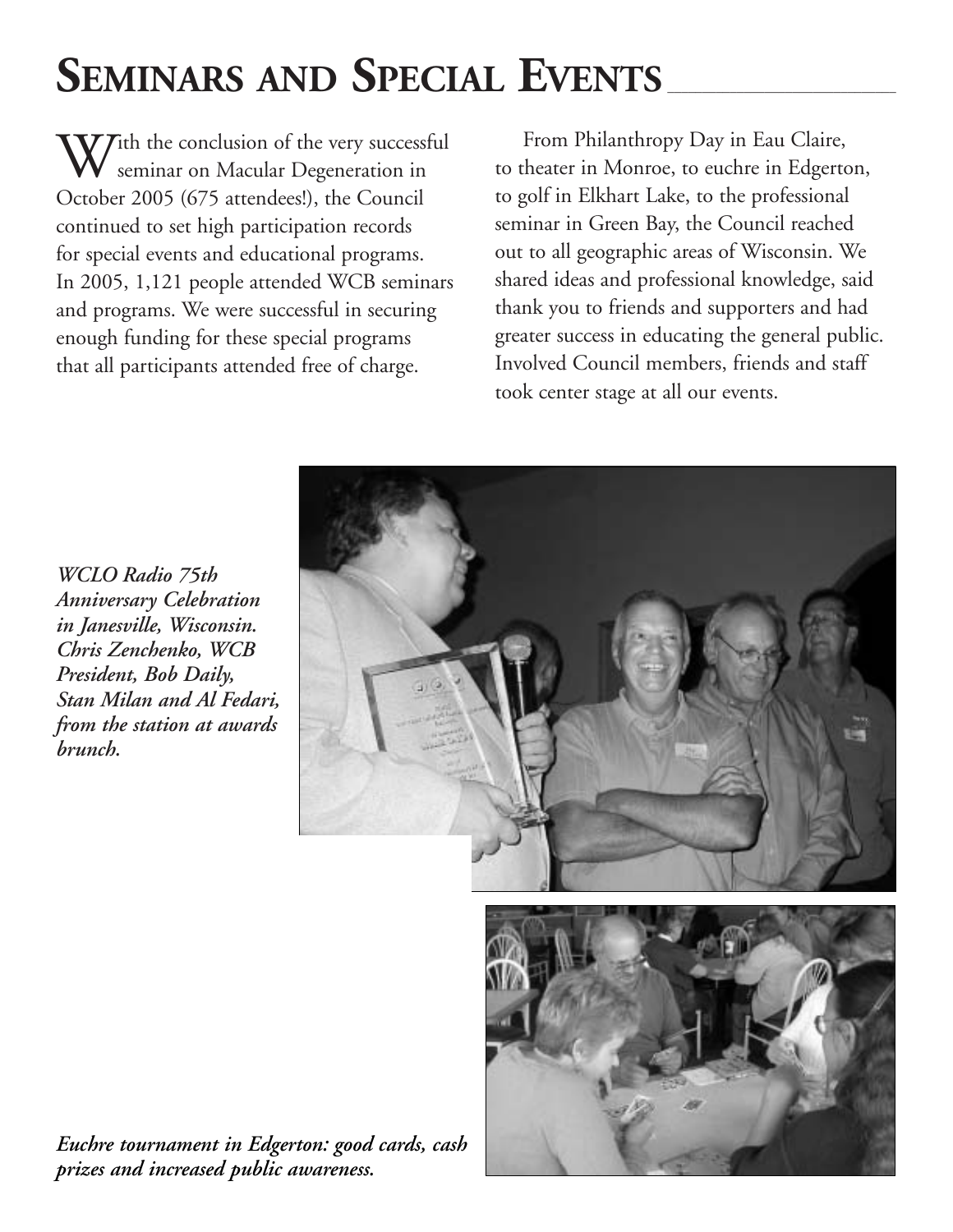# Seminars and Special Events

With the conclusion of the very successful seminar on Macular Degeneration in October 2005 (675 attendees!), the Council continued to set high participation records for special events and educational programs. In 2005, 1,121 people attended WCB seminars and programs. We were successful in securing enough funding for these special programs that all participants attended free of charge.

From Philanthropy Day in Eau Claire, to theater in Monroe, to euchre in Edgerton, to golf in Elkhart Lake, to the professional seminar in Green Bay, the Council reached out to all geographic areas of Wisconsin. We shared ideas and professional knowledge, said thank you to friends and supporters and had greater success in educating the general public. Involved Council members, friends and staff took center stage at all our events.

***WCLO Radio 75th Anniversary Celebration in Janesville, Wisconsin. Chris Zenchenko, WCB President, Bob Daily, Stan Milan and Al Fedari, from the station at awards brunch.***

***Euchre tournament in Edgerton: good cards, cash prizes and increased public awareness.***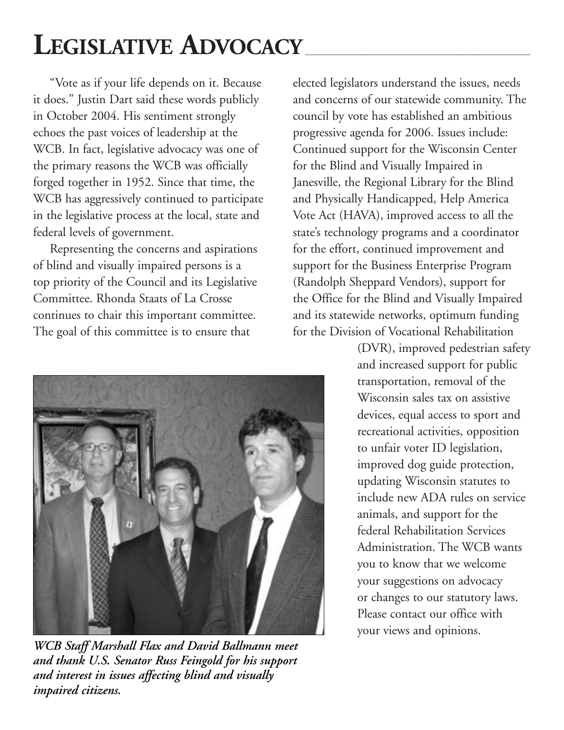# Legislative Advocacy

"Vote as if your life depends on it. Because it does." Justin Dart said these words publicly in October 2004. His sentiment strongly echoes the past voices of leadership at the WCB. In fact, legislative advocacy was one of the primary reasons the WCB was officially forged together in 1952. Since that time, the WCB has aggressively continued to participate in the legislative process at the local, state and federal levels of government.

Representing the concerns and aspirations of blind and visually impaired persons is a top priority of the Council and its Legislative Committee. Rhonda Staats of La Crosse continues to chair this important committee. The goal of this committee is to ensure that elected legislators understand the issues, needs and concerns of our statewide community. The council by vote has established an ambitious progressive agenda for 2006. Issues include: Continued support for the Wisconsin Center for the Blind and Visually Impaired in Janesville, the Regional Library for the Blind and Physically Handicapped, Help America Vote Act (HAVA), improved access to all the state's technology programs and a coordinator for the effort, continued improvement and support for the Business Enterprise Program (Randolph Sheppard Vendors), support for the Office for the Blind and Visually Impaired and its statewide networks, optimum funding for the Division of Vocational Rehabilitation (DVR), improved pedestrian safety and increased support for public transportation, removal of the Wisconsin sales tax on assistive devices, equal access to sport and recreational activities, opposition to unfair voter ID legislation, improved dog guide protection, updating Wisconsin statutes to include new ADA rules on service animals, and support for the federal Rehabilitation Services Administration. The WCB wants you to know that we welcome your suggestions on advocacy or changes to our statutory laws. Please contact our office with your views and opinions.

***WCB Staff Marshall Flax and David Ballmann meet and thank U.S. Senator Russ Feingold for his support and interest in issues affecting blind and visually impaired citizens.***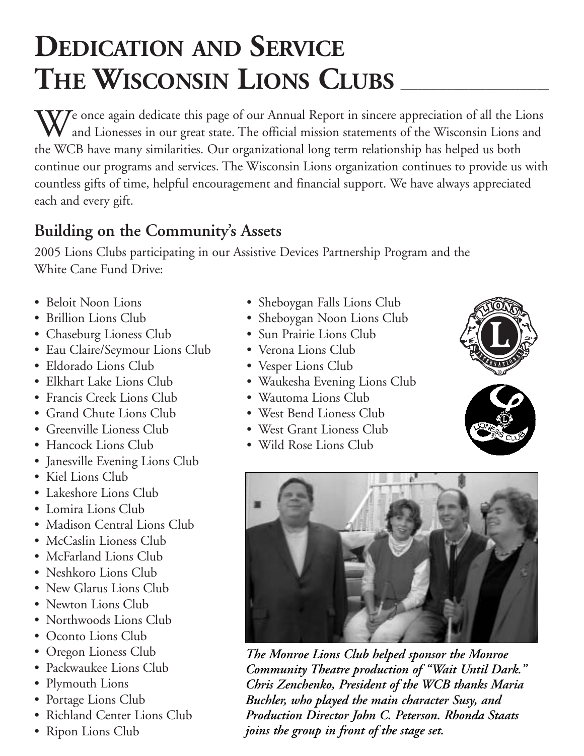# Dedication and Service
# The Wisconsin Lions Clubs

We once again dedicate this page of our Annual Report in sincere appreciation of all the Lions and Lionesses in our great state. The official mission statements of the Wisconsin Lions and the WCB have many similarities. Our organizational long term relationship has helped us both continue our programs and services. The Wisconsin Lions organization continues to provide us with countless gifts of time, helpful encouragement and financial support. We have always appreciated each and every gift.

## Building on the Community's Assets

2005 Lions Clubs participating in our Assistive Devices Partnership Program and the White Cane Fund Drive:

- Beloit Noon Lions
- Brillion Lions Club
- Chaseburg Lioness Club
- Eau Claire/Seymour Lions Club
- Eldorado Lions Club
- Elkhart Lake Lions Club
- Francis Creek Lions Club
- Grand Chute Lions Club
- Greenville Lioness Club
- Hancock Lions Club
- Janesville Evening Lions Club
- Kiel Lions Club
- Lakeshore Lions Club
- Lomira Lions Club
- Madison Central Lions Club
- McCaslin Lioness Club
- McFarland Lions Club
- Neshkoro Lions Club
- New Glarus Lions Club
- Newton Lions Club
- Northwoods Lions Club
- Oconto Lions Club
- Oregon Lioness Club
- Packwaukee Lions Club
- Plymouth Lions
- Portage Lions Club
- Richland Center Lions Club
- Ripon Lions Club
- Sheboygan Falls Lions Club
- Sheboygan Noon Lions Club
- Sun Prairie Lions Club
- Verona Lions Club
- Vesper Lions Club
- Waukesha Evening Lions Club
- Wautoma Lions Club
- West Bend Lioness Club
- West Grant Lioness Club
- Wild Rose Lions Club

*The Monroe Lions Club helped sponsor the Monroe Community Theatre production of "Wait Until Dark." Chris Zenchenko, President of the WCB thanks Maria Buchler, who played the main character Susy, and Production Director John C. Peterson. Rhonda Staats joins the group in front of the stage set.*